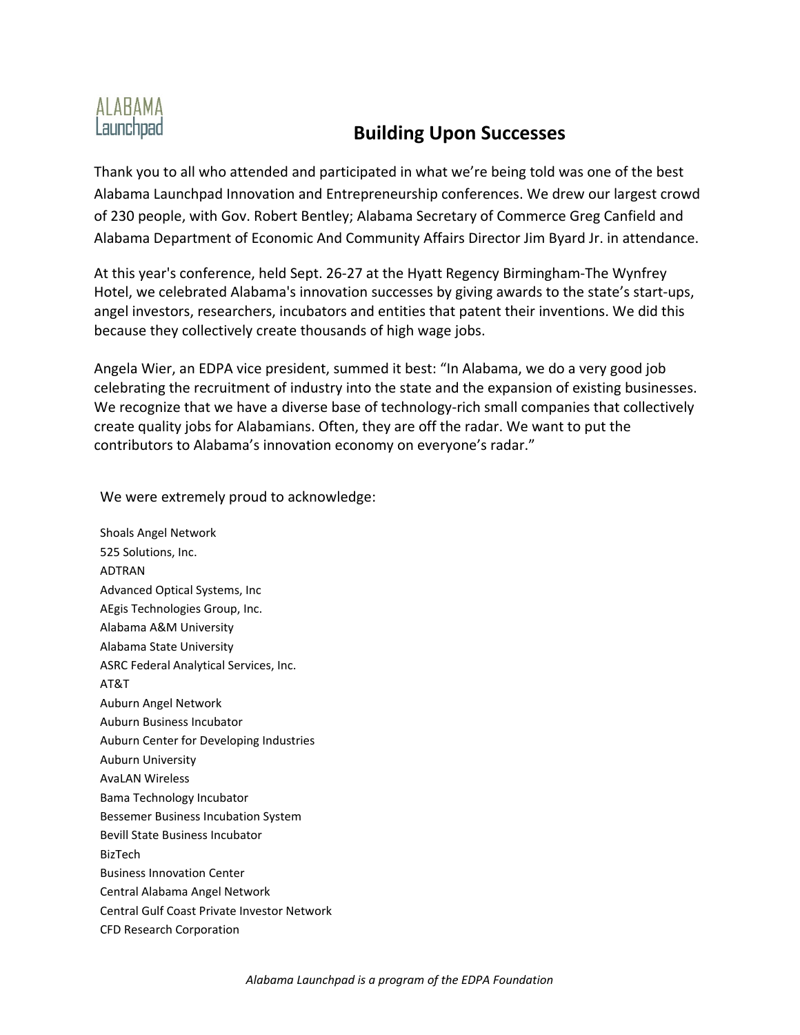ALABAMA
Launchpad

# Building Upon Successes

Thank you to all who attended and participated in what we're being told was one of the best Alabama Launchpad Innovation and Entrepreneurship conferences. We drew our largest crowd of 230 people, with Gov. Robert Bentley; Alabama Secretary of Commerce Greg Canfield and Alabama Department of Economic And Community Affairs Director Jim Byard Jr. in attendance.

At this year's conference, held Sept. 26-27 at the Hyatt Regency Birmingham-The Wynfrey Hotel, we celebrated Alabama's innovation successes by giving awards to the state's start-ups, angel investors, researchers, incubators and entities that patent their inventions. We did this because they collectively create thousands of high wage jobs.

Angela Wier, an EDPA vice president, summed it best: "In Alabama, we do a very good job celebrating the recruitment of industry into the state and the expansion of existing businesses. We recognize that we have a diverse base of technology-rich small companies that collectively create quality jobs for Alabamians. Often, they are off the radar. We want to put the contributors to Alabama's innovation economy on everyone's radar."

We were extremely proud to acknowledge:

Shoals Angel Network
525 Solutions, Inc.
ADTRAN
Advanced Optical Systems, Inc
AEgis Technologies Group, Inc.
Alabama A&M University
Alabama State University
ASRC Federal Analytical Services, Inc.
AT&T
Auburn Angel Network
Auburn Business Incubator
Auburn Center for Developing Industries
Auburn University
AvaLAN Wireless
Bama Technology Incubator
Bessemer Business Incubation System
Bevill State Business Incubator
BizTech
Business Innovation Center
Central Alabama Angel Network
Central Gulf Coast Private Investor Network
CFD Research Corporation

*Alabama Launchpad is a program of the EDPA Foundation*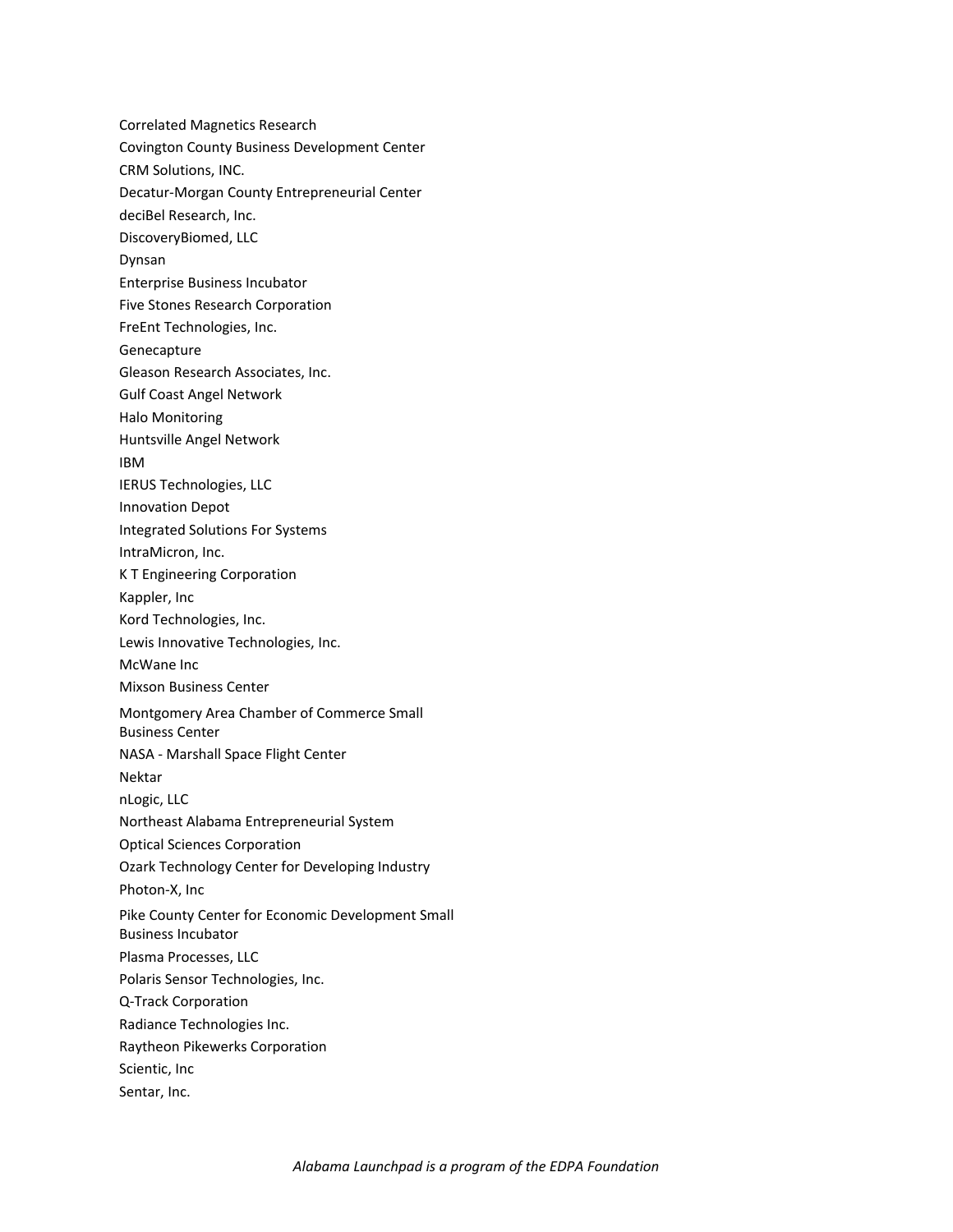Correlated Magnetics Research

Covington County Business Development Center

CRM Solutions, INC.

Decatur-Morgan County Entrepreneurial Center

deciBel Research, Inc.

DiscoveryBiomed, LLC

Dynsan

Enterprise Business Incubator

Five Stones Research Corporation

FreEnt Technologies, Inc.

Genecapture

Gleason Research Associates, Inc.

Gulf Coast Angel Network

Halo Monitoring

Huntsville Angel Network

IBM

IERUS Technologies, LLC

Innovation Depot

Integrated Solutions For Systems

IntraMicron, Inc.

K T Engineering Corporation

Kappler, Inc

Kord Technologies, Inc.

Lewis Innovative Technologies, Inc.

McWane Inc

Mixson Business Center

Montgomery Area Chamber of Commerce Small Business Center

NASA - Marshall Space Flight Center

Nektar

nLogic, LLC

Northeast Alabama Entrepreneurial System

Optical Sciences Corporation

Ozark Technology Center for Developing Industry

Photon-X, Inc

Pike County Center for Economic Development Small Business Incubator

Plasma Processes, LLC

Polaris Sensor Technologies, Inc.

Q-Track Corporation

Radiance Technologies Inc.

Raytheon Pikewerks Corporation

Scientic, Inc

Sentar, Inc.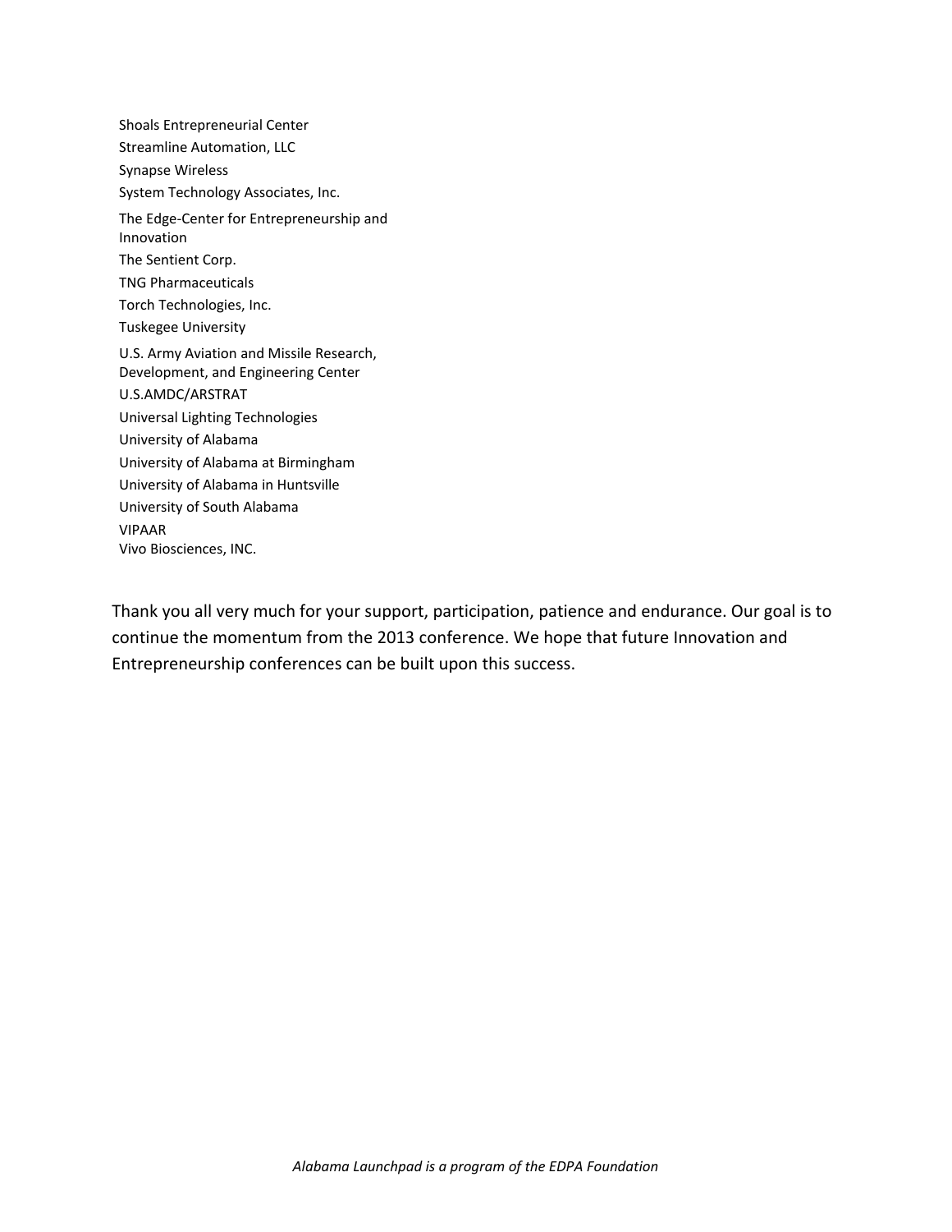Shoals Entrepreneurial Center
Streamline Automation, LLC
Synapse Wireless
System Technology Associates, Inc.
The Edge-Center for Entrepreneurship and Innovation
The Sentient Corp.
TNG Pharmaceuticals
Torch Technologies, Inc.
Tuskegee University
U.S. Army Aviation and Missile Research, Development, and Engineering Center
U.S.AMDC/ARSTRAT
Universal Lighting Technologies
University of Alabama
University of Alabama at Birmingham
University of Alabama in Huntsville
University of South Alabama
VIPAAR
Vivo Biosciences, INC.

Thank you all very much for your support, participation, patience and endurance. Our goal is to continue the momentum from the 2013 conference. We hope that future Innovation and Entrepreneurship conferences can be built upon this success.

*Alabama Launchpad is a program of the EDPA Foundation*